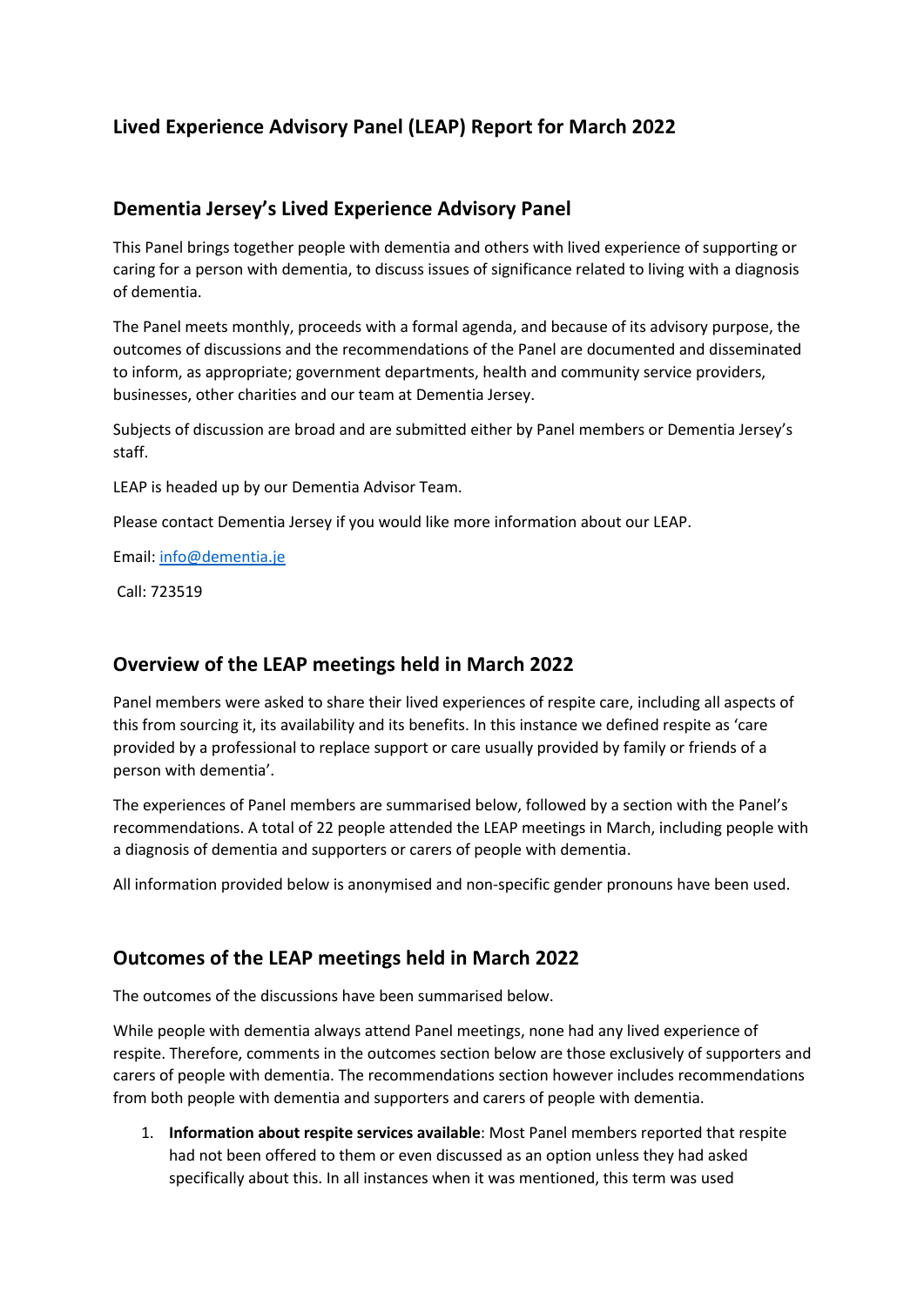# Lived Experience Advisory Panel (LEAP) Report for March 2022

## Dementia Jersey's Lived Experience Advisory Panel

This Panel brings together people with dementia and others with lived experience of supporting or caring for a person with dementia, to discuss issues of significance related to living with a diagnosis of dementia.

The Panel meets monthly, proceeds with a formal agenda, and because of its advisory purpose, the outcomes of discussions and the recommendations of the Panel are documented and disseminated to inform, as appropriate; government departments, health and community service providers, businesses, other charities and our team at Dementia Jersey.

Subjects of discussion are broad and are submitted either by Panel members or Dementia Jersey's staff.

LEAP is headed up by our Dementia Advisor Team.

Please contact Dementia Jersey if you would like more information about our LEAP.

Email: info@dementia.je

Call: 723519

## Overview of the LEAP meetings held in March 2022

Panel members were asked to share their lived experiences of respite care, including all aspects of this from sourcing it, its availability and its benefits. In this instance we defined respite as 'care provided by a professional to replace support or care usually provided by family or friends of a person with dementia'.

The experiences of Panel members are summarised below, followed by a section with the Panel's recommendations. A total of 22 people attended the LEAP meetings in March, including people with a diagnosis of dementia and supporters or carers of people with dementia.

All information provided below is anonymised and non-specific gender pronouns have been used.

## Outcomes of the LEAP meetings held in March 2022

The outcomes of the discussions have been summarised below.

While people with dementia always attend Panel meetings, none had any lived experience of respite. Therefore, comments in the outcomes section below are those exclusively of supporters and carers of people with dementia. The recommendations section however includes recommendations from both people with dementia and supporters and carers of people with dementia.

1. **Information about respite services available**: Most Panel members reported that respite had not been offered to them or even discussed as an option unless they had asked specifically about this. In all instances when it was mentioned, this term was used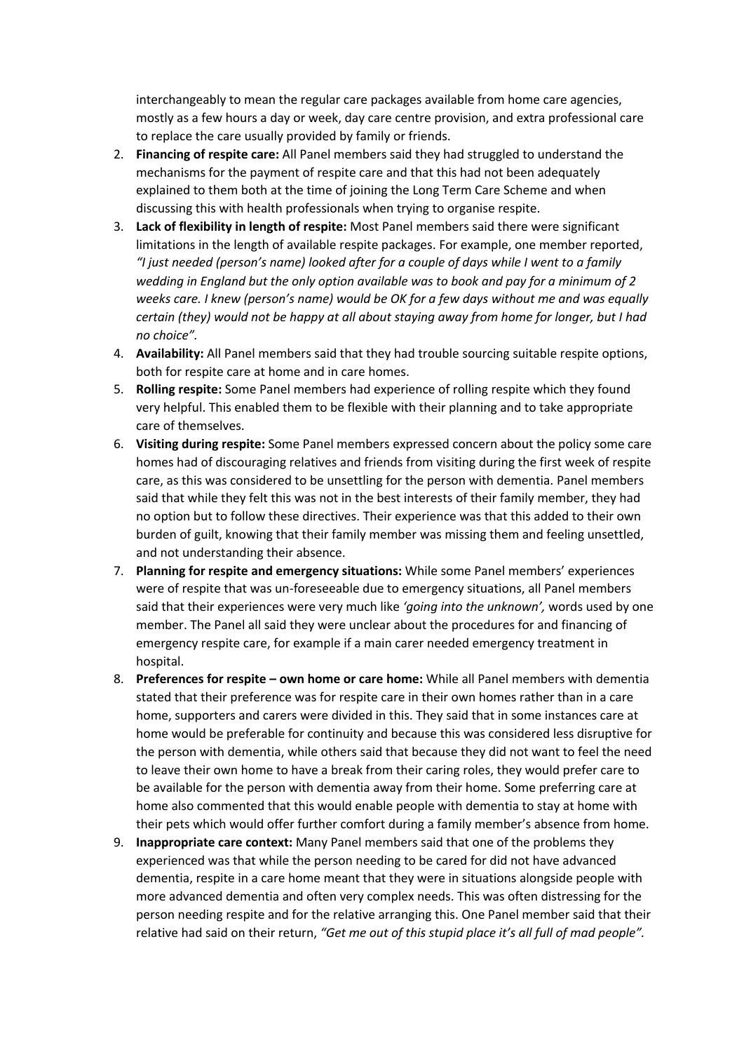interchangeably to mean the regular care packages available from home care agencies, mostly as a few hours a day or week, day care centre provision, and extra professional care to replace the care usually provided by family or friends.

2. **Financing of respite care:** All Panel members said they had struggled to understand the mechanisms for the payment of respite care and that this had not been adequately explained to them both at the time of joining the Long Term Care Scheme and when discussing this with health professionals when trying to organise respite.
3. **Lack of flexibility in length of respite:** Most Panel members said there were significant limitations in the length of available respite packages. For example, one member reported, *"I just needed (person's name) looked after for a couple of days while I went to a family wedding in England but the only option available was to book and pay for a minimum of 2 weeks care. I knew (person's name) would be OK for a few days without me and was equally certain (they) would not be happy at all about staying away from home for longer, but I had no choice".*
4. **Availability:** All Panel members said that they had trouble sourcing suitable respite options, both for respite care at home and in care homes.
5. **Rolling respite:** Some Panel members had experience of rolling respite which they found very helpful. This enabled them to be flexible with their planning and to take appropriate care of themselves.
6. **Visiting during respite:** Some Panel members expressed concern about the policy some care homes had of discouraging relatives and friends from visiting during the first week of respite care, as this was considered to be unsettling for the person with dementia. Panel members said that while they felt this was not in the best interests of their family member, they had no option but to follow these directives. Their experience was that this added to their own burden of guilt, knowing that their family member was missing them and feeling unsettled, and not understanding their absence.
7. **Planning for respite and emergency situations:** While some Panel members' experiences were of respite that was un-foreseeable due to emergency situations, all Panel members said that their experiences were very much like *'going into the unknown',* words used by one member. The Panel all said they were unclear about the procedures for and financing of emergency respite care, for example if a main carer needed emergency treatment in hospital.
8. **Preferences for respite – own home or care home:** While all Panel members with dementia stated that their preference was for respite care in their own homes rather than in a care home, supporters and carers were divided in this. They said that in some instances care at home would be preferable for continuity and because this was considered less disruptive for the person with dementia, while others said that because they did not want to feel the need to leave their own home to have a break from their caring roles, they would prefer care to be available for the person with dementia away from their home. Some preferring care at home also commented that this would enable people with dementia to stay at home with their pets which would offer further comfort during a family member's absence from home.
9. **Inappropriate care context:** Many Panel members said that one of the problems they experienced was that while the person needing to be cared for did not have advanced dementia, respite in a care home meant that they were in situations alongside people with more advanced dementia and often very complex needs. This was often distressing for the person needing respite and for the relative arranging this. One Panel member said that their relative had said on their return, *"Get me out of this stupid place it's all full of mad people".*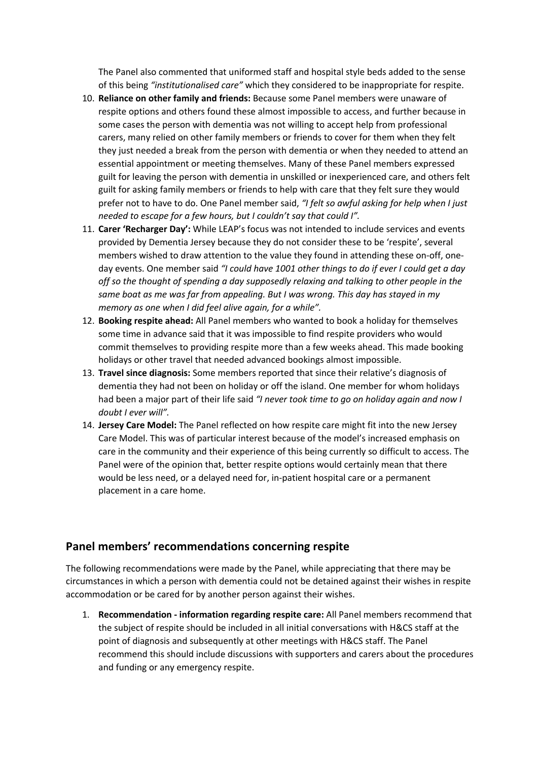The Panel also commented that uniformed staff and hospital style beds added to the sense of this being *"institutionalised care"* which they considered to be inappropriate for respite.

10. **Reliance on other family and friends:** Because some Panel members were unaware of respite options and others found these almost impossible to access, and further because in some cases the person with dementia was not willing to accept help from professional carers, many relied on other family members or friends to cover for them when they felt they just needed a break from the person with dementia or when they needed to attend an essential appointment or meeting themselves. Many of these Panel members expressed guilt for leaving the person with dementia in unskilled or inexperienced care, and others felt guilt for asking family members or friends to help with care that they felt sure they would prefer not to have to do. One Panel member said, *"I felt so awful asking for help when I just needed to escape for a few hours, but I couldn't say that could I".*
11. **Carer 'Recharger Day':** While LEAP's focus was not intended to include services and events provided by Dementia Jersey because they do not consider these to be 'respite', several members wished to draw attention to the value they found in attending these on-off, one-day events. One member said *"I could have 1001 other things to do if ever I could get a day off so the thought of spending a day supposedly relaxing and talking to other people in the same boat as me was far from appealing. But I was wrong. This day has stayed in my memory as one when I did feel alive again, for a while".*
12. **Booking respite ahead:** All Panel members who wanted to book a holiday for themselves some time in advance said that it was impossible to find respite providers who would commit themselves to providing respite more than a few weeks ahead. This made booking holidays or other travel that needed advanced bookings almost impossible.
13. **Travel since diagnosis:** Some members reported that since their relative's diagnosis of dementia they had not been on holiday or off the island. One member for whom holidays had been a major part of their life said *"I never took time to go on holiday again and now I doubt I ever will".*
14. **Jersey Care Model:** The Panel reflected on how respite care might fit into the new Jersey Care Model. This was of particular interest because of the model's increased emphasis on care in the community and their experience of this being currently so difficult to access. The Panel were of the opinion that, better respite options would certainly mean that there would be less need, or a delayed need for, in-patient hospital care or a permanent placement in a care home.

## Panel members' recommendations concerning respite

The following recommendations were made by the Panel, while appreciating that there may be circumstances in which a person with dementia could not be detained against their wishes in respite accommodation or be cared for by another person against their wishes.

1. **Recommendation - information regarding respite care:** All Panel members recommend that the subject of respite should be included in all initial conversations with H&CS staff at the point of diagnosis and subsequently at other meetings with H&CS staff. The Panel recommend this should include discussions with supporters and carers about the procedures and funding or any emergency respite.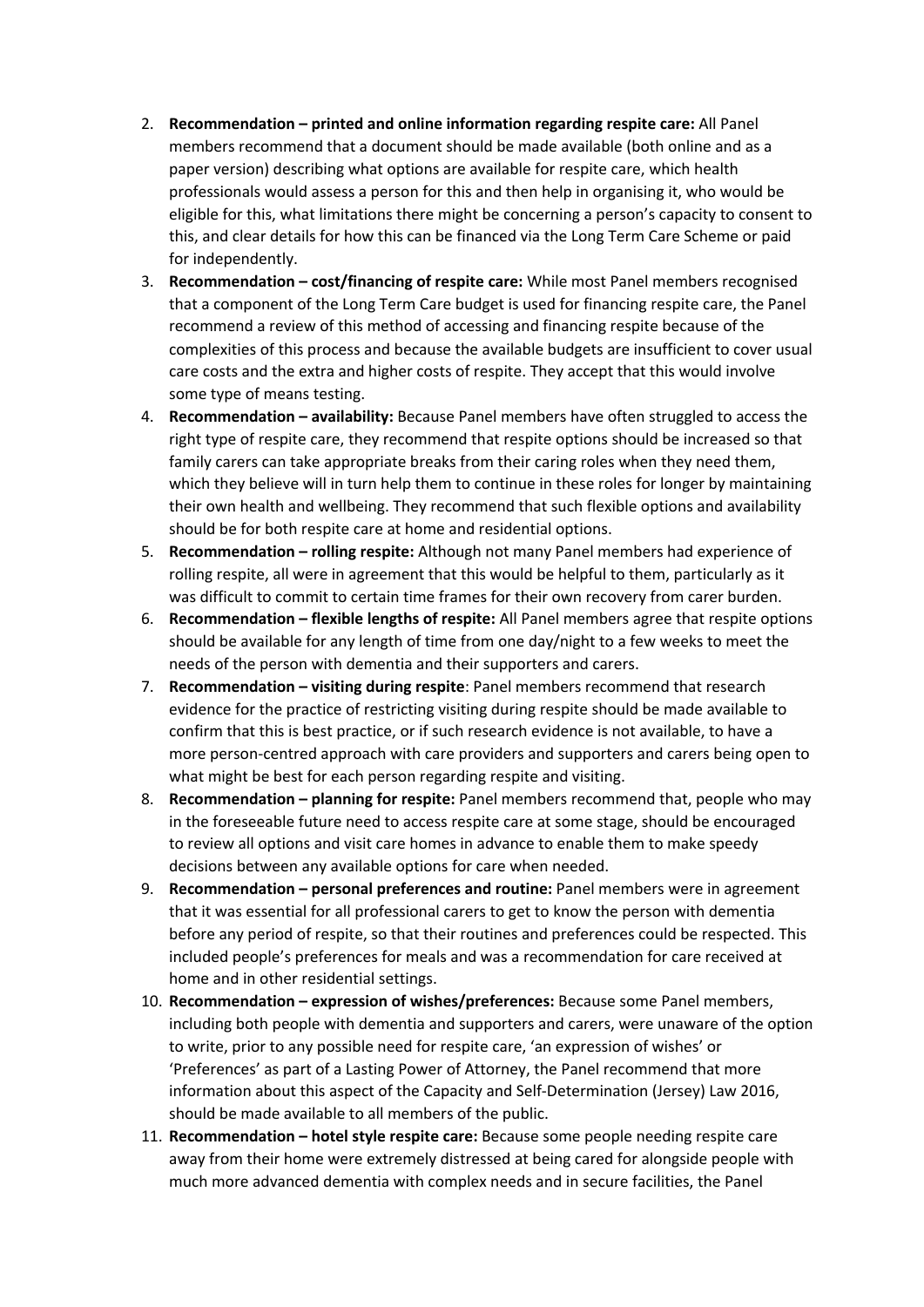2. **Recommendation – printed and online information regarding respite care:** All Panel members recommend that a document should be made available (both online and as a paper version) describing what options are available for respite care, which health professionals would assess a person for this and then help in organising it, who would be eligible for this, what limitations there might be concerning a person's capacity to consent to this, and clear details for how this can be financed via the Long Term Care Scheme or paid for independently.
3. **Recommendation – cost/financing of respite care:** While most Panel members recognised that a component of the Long Term Care budget is used for financing respite care, the Panel recommend a review of this method of accessing and financing respite because of the complexities of this process and because the available budgets are insufficient to cover usual care costs and the extra and higher costs of respite. They accept that this would involve some type of means testing.
4. **Recommendation – availability:** Because Panel members have often struggled to access the right type of respite care, they recommend that respite options should be increased so that family carers can take appropriate breaks from their caring roles when they need them, which they believe will in turn help them to continue in these roles for longer by maintaining their own health and wellbeing. They recommend that such flexible options and availability should be for both respite care at home and residential options.
5. **Recommendation – rolling respite:** Although not many Panel members had experience of rolling respite, all were in agreement that this would be helpful to them, particularly as it was difficult to commit to certain time frames for their own recovery from carer burden.
6. **Recommendation – flexible lengths of respite:** All Panel members agree that respite options should be available for any length of time from one day/night to a few weeks to meet the needs of the person with dementia and their supporters and carers.
7. **Recommendation – visiting during respite**: Panel members recommend that research evidence for the practice of restricting visiting during respite should be made available to confirm that this is best practice, or if such research evidence is not available, to have a more person-centred approach with care providers and supporters and carers being open to what might be best for each person regarding respite and visiting.
8. **Recommendation – planning for respite:** Panel members recommend that, people who may in the foreseeable future need to access respite care at some stage, should be encouraged to review all options and visit care homes in advance to enable them to make speedy decisions between any available options for care when needed.
9. **Recommendation – personal preferences and routine:** Panel members were in agreement that it was essential for all professional carers to get to know the person with dementia before any period of respite, so that their routines and preferences could be respected. This included people's preferences for meals and was a recommendation for care received at home and in other residential settings.
10. **Recommendation – expression of wishes/preferences:** Because some Panel members, including both people with dementia and supporters and carers, were unaware of the option to write, prior to any possible need for respite care, 'an expression of wishes' or 'Preferences' as part of a Lasting Power of Attorney, the Panel recommend that more information about this aspect of the Capacity and Self-Determination (Jersey) Law 2016, should be made available to all members of the public.
11. **Recommendation – hotel style respite care:** Because some people needing respite care away from their home were extremely distressed at being cared for alongside people with much more advanced dementia with complex needs and in secure facilities, the Panel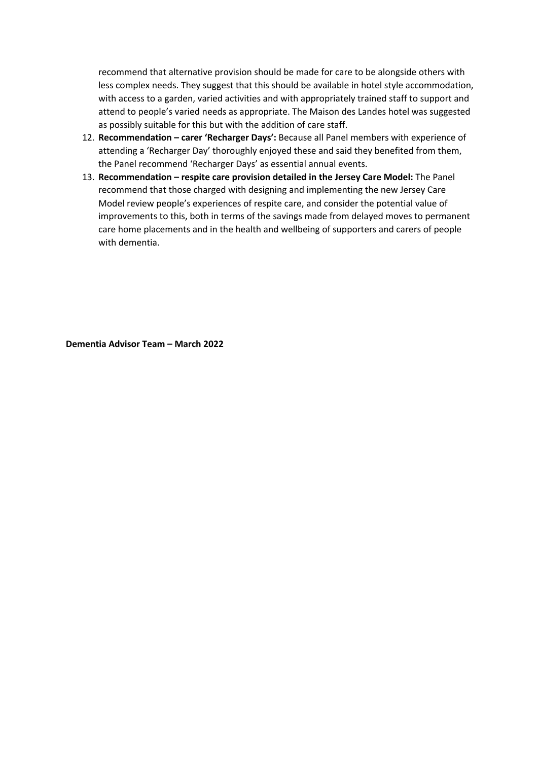recommend that alternative provision should be made for care to be alongside others with less complex needs. They suggest that this should be available in hotel style accommodation, with access to a garden, varied activities and with appropriately trained staff to support and attend to people's varied needs as appropriate. The Maison des Landes hotel was suggested as possibly suitable for this but with the addition of care staff.

12. **Recommendation – carer 'Recharger Days':** Because all Panel members with experience of attending a 'Recharger Day' thoroughly enjoyed these and said they benefited from them, the Panel recommend 'Recharger Days' as essential annual events.
13. **Recommendation – respite care provision detailed in the Jersey Care Model:** The Panel recommend that those charged with designing and implementing the new Jersey Care Model review people's experiences of respite care, and consider the potential value of improvements to this, both in terms of the savings made from delayed moves to permanent care home placements and in the health and wellbeing of supporters and carers of people with dementia.

**Dementia Advisor Team – March 2022**